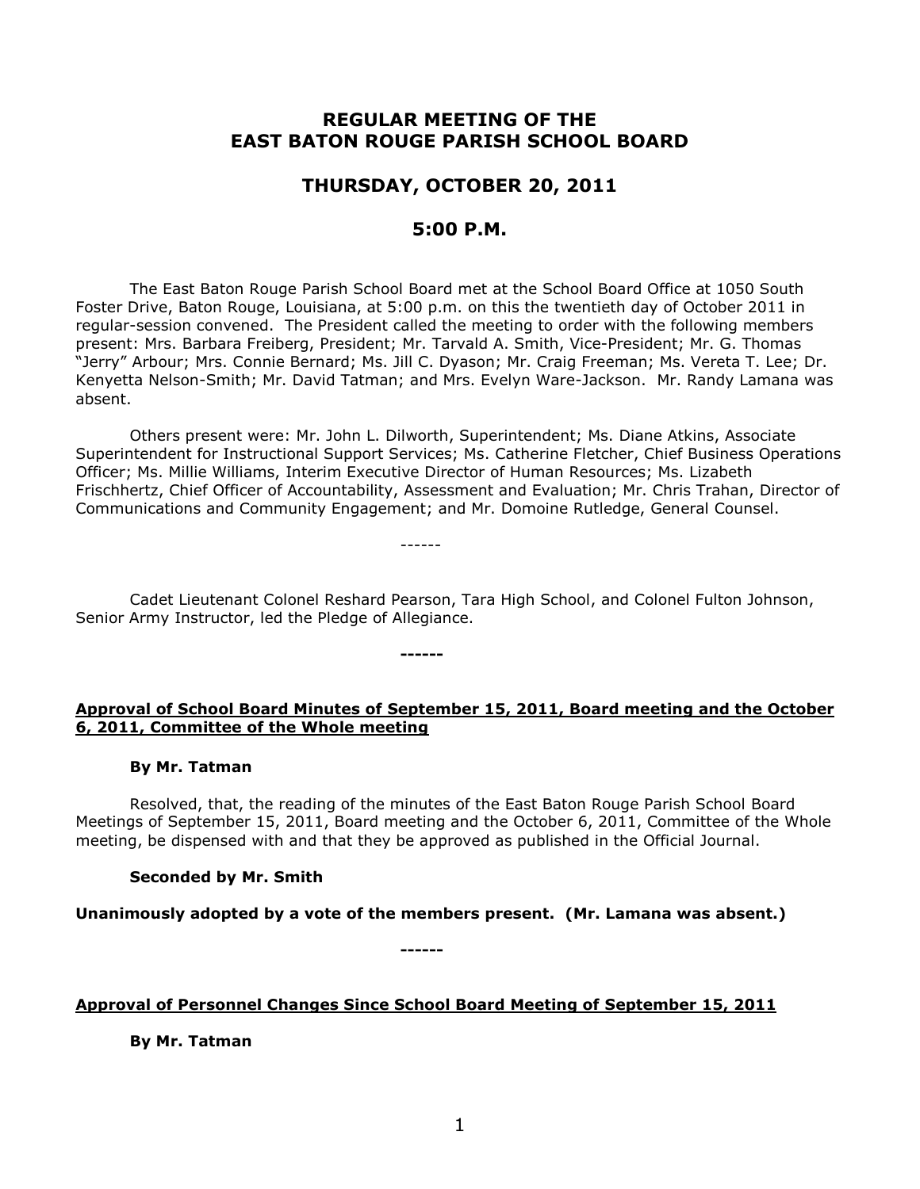# REGULAR MEETING OF THE EAST BATON ROUGE PARISH SCHOOL BOARD

## THURSDAY, OCTOBER 20, 2011

## 5:00 P.M.

The East Baton Rouge Parish School Board met at the School Board Office at 1050 South Foster Drive, Baton Rouge, Louisiana, at 5:00 p.m. on this the twentieth day of October 2011 in regular-session convened. The President called the meeting to order with the following members present: Mrs. Barbara Freiberg, President; Mr. Tarvald A. Smith, Vice-President; Mr. G. Thomas "Jerry" Arbour; Mrs. Connie Bernard; Ms. Jill C. Dyason; Mr. Craig Freeman; Ms. Vereta T. Lee; Dr. Kenyetta Nelson-Smith; Mr. David Tatman; and Mrs. Evelyn Ware-Jackson. Mr. Randy Lamana was absent.

Others present were: Mr. John L. Dilworth, Superintendent; Ms. Diane Atkins, Associate Superintendent for Instructional Support Services; Ms. Catherine Fletcher, Chief Business Operations Officer; Ms. Millie Williams, Interim Executive Director of Human Resources; Ms. Lizabeth Frischhertz, Chief Officer of Accountability, Assessment and Evaluation; Mr. Chris Trahan, Director of Communications and Community Engagement; and Mr. Domoine Rutledge, General Counsel.

------

Cadet Lieutenant Colonel Reshard Pearson, Tara High School, and Colonel Fulton Johnson, Senior Army Instructor, led the Pledge of Allegiance.

**------**

**Approval of School Board Minutes of September 15, 2011, Board meeting and the October 6, 2011, Committee of the Whole meeting**

**By Mr. Tatman**

Resolved, that, the reading of the minutes of the East Baton Rouge Parish School Board Meetings of September 15, 2011, Board meeting and the October 6, 2011, Committee of the Whole meeting, be dispensed with and that they be approved as published in the Official Journal.

**Seconded by Mr. Smith**

**Unanimously adopted by a vote of the members present. (Mr. Lamana was absent.)**

**------**

**Approval of Personnel Changes Since School Board Meeting of September 15, 2011**

**By Mr. Tatman**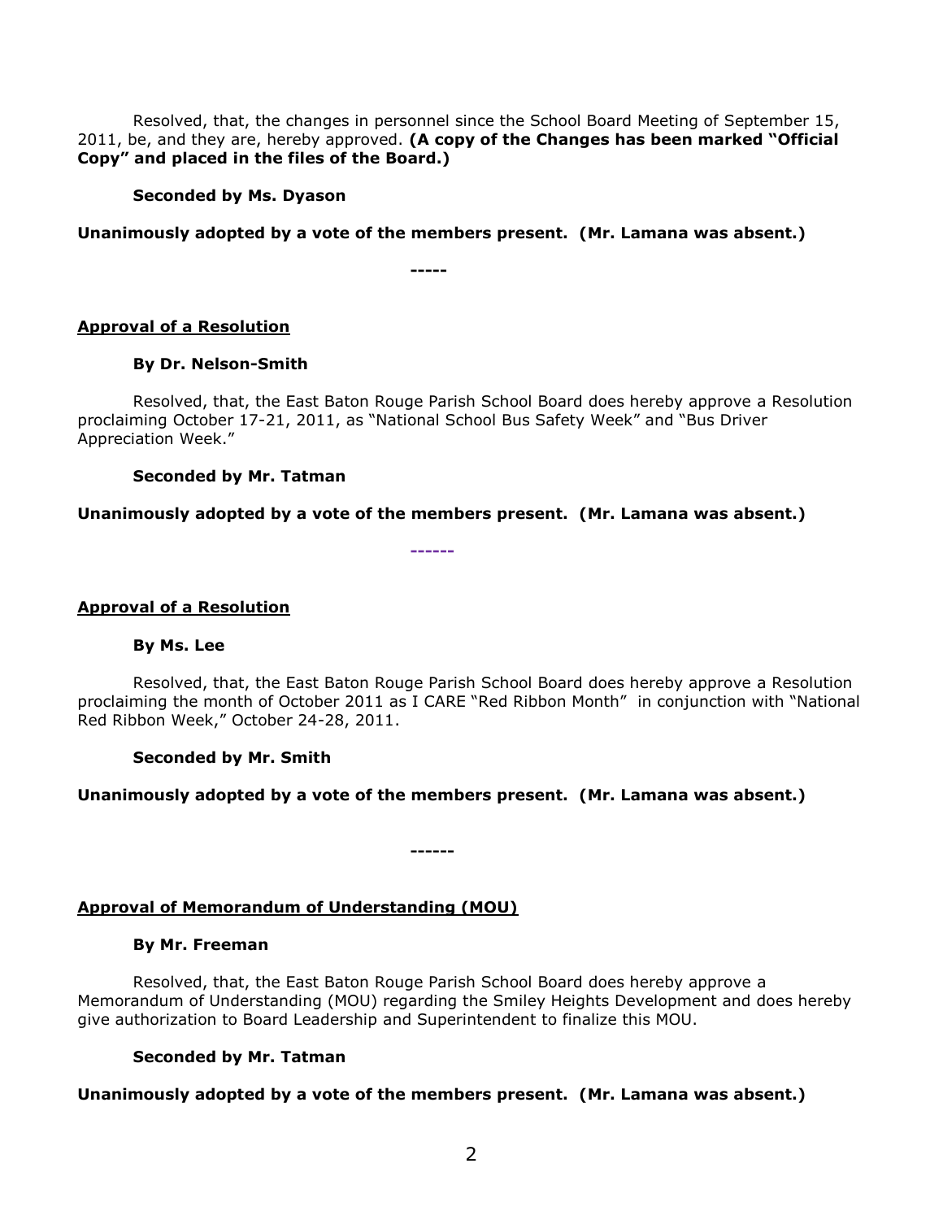Resolved, that, the changes in personnel since the School Board Meeting of September 15, 2011, be, and they are, hereby approved. **(A copy of the Changes has been marked "Official Copy" and placed in the files of the Board.)**

**Seconded by Ms. Dyason**

**Unanimously adopted by a vote of the members present. (Mr. Lamana was absent.)**

-----

**Approval of a Resolution**

**By Dr. Nelson-Smith**

Resolved, that, the East Baton Rouge Parish School Board does hereby approve a Resolution proclaiming October 17-21, 2011, as "National School Bus Safety Week" and "Bus Driver Appreciation Week."

**Seconded by Mr. Tatman**

**Unanimously adopted by a vote of the members present. (Mr. Lamana was absent.)**

------

**Approval of a Resolution**

**By Ms. Lee**

Resolved, that, the East Baton Rouge Parish School Board does hereby approve a Resolution proclaiming the month of October 2011 as I CARE "Red Ribbon Month" in conjunction with "National Red Ribbon Week," October 24-28, 2011.

**Seconded by Mr. Smith**

**Unanimously adopted by a vote of the members present. (Mr. Lamana was absent.)**

------

**Approval of Memorandum of Understanding (MOU)**

**By Mr. Freeman**

Resolved, that, the East Baton Rouge Parish School Board does hereby approve a Memorandum of Understanding (MOU) regarding the Smiley Heights Development and does hereby give authorization to Board Leadership and Superintendent to finalize this MOU.

**Seconded by Mr. Tatman**

**Unanimously adopted by a vote of the members present. (Mr. Lamana was absent.)**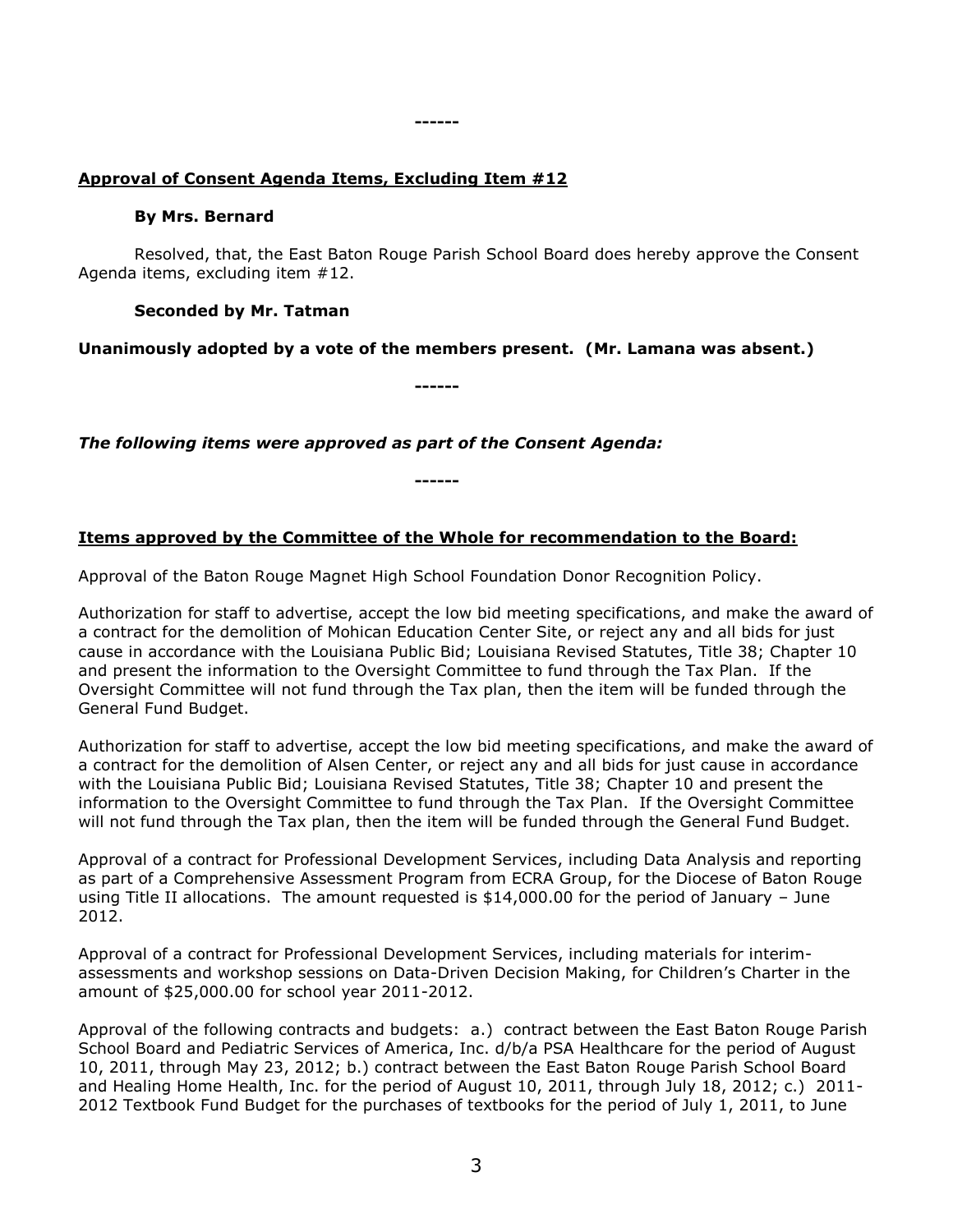------

**Approval of Consent Agenda Items, Excluding Item #12**

**By Mrs. Bernard**

Resolved, that, the East Baton Rouge Parish School Board does hereby approve the Consent Agenda items, excluding item #12.

**Seconded by Mr. Tatman**

**Unanimously adopted by a vote of the members present. (Mr. Lamana was absent.)**

------

***The following items were approved as part of the Consent Agenda:***

------

**Items approved by the Committee of the Whole for recommendation to the Board:**

Approval of the Baton Rouge Magnet High School Foundation Donor Recognition Policy.

Authorization for staff to advertise, accept the low bid meeting specifications, and make the award of a contract for the demolition of Mohican Education Center Site, or reject any and all bids for just cause in accordance with the Louisiana Public Bid; Louisiana Revised Statutes, Title 38; Chapter 10 and present the information to the Oversight Committee to fund through the Tax Plan. If the Oversight Committee will not fund through the Tax plan, then the item will be funded through the General Fund Budget.

Authorization for staff to advertise, accept the low bid meeting specifications, and make the award of a contract for the demolition of Alsen Center, or reject any and all bids for just cause in accordance with the Louisiana Public Bid; Louisiana Revised Statutes, Title 38; Chapter 10 and present the information to the Oversight Committee to fund through the Tax Plan. If the Oversight Committee will not fund through the Tax plan, then the item will be funded through the General Fund Budget.

Approval of a contract for Professional Development Services, including Data Analysis and reporting as part of a Comprehensive Assessment Program from ECRA Group, for the Diocese of Baton Rouge using Title II allocations. The amount requested is $14,000.00 for the period of January – June 2012.

Approval of a contract for Professional Development Services, including materials for interim-assessments and workshop sessions on Data-Driven Decision Making, for Children's Charter in the amount of $25,000.00 for school year 2011-2012.

Approval of the following contracts and budgets: a.) contract between the East Baton Rouge Parish School Board and Pediatric Services of America, Inc. d/b/a PSA Healthcare for the period of August 10, 2011, through May 23, 2012; b.) contract between the East Baton Rouge Parish School Board and Healing Home Health, Inc. for the period of August 10, 2011, through July 18, 2012; c.) 2011-2012 Textbook Fund Budget for the purchases of textbooks for the period of July 1, 2011, to June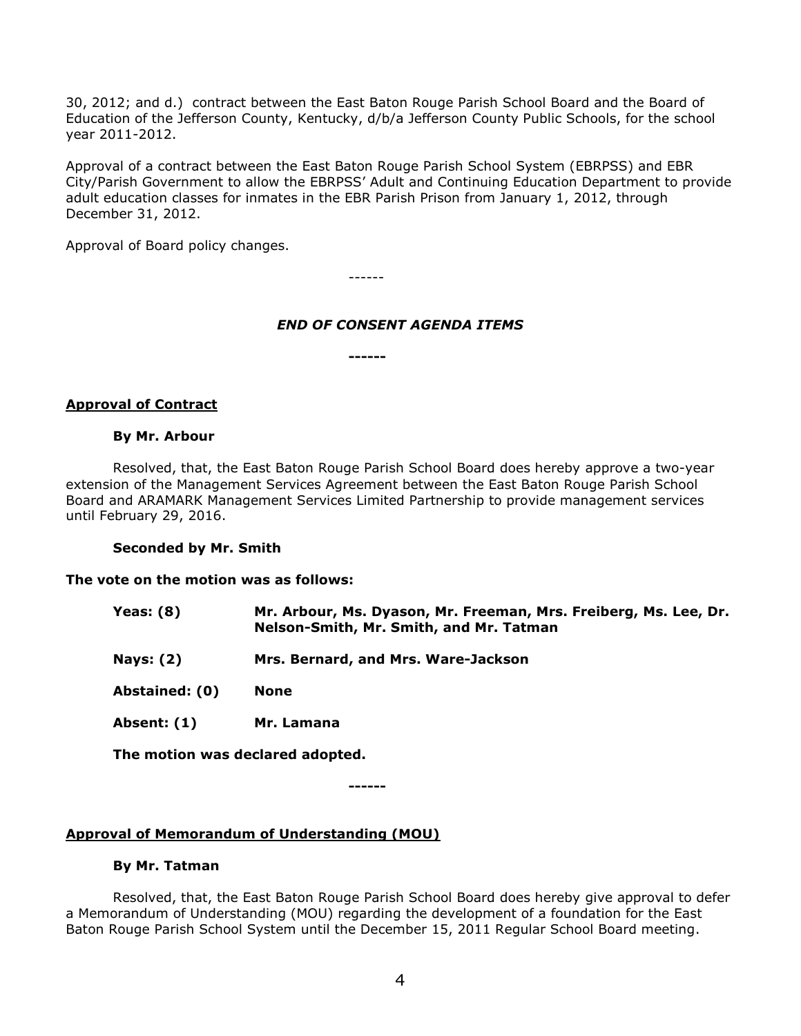30, 2012; and d.) contract between the East Baton Rouge Parish School Board and the Board of Education of the Jefferson County, Kentucky, d/b/a Jefferson County Public Schools, for the school year 2011-2012.

Approval of a contract between the East Baton Rouge Parish School System (EBRPSS) and EBR City/Parish Government to allow the EBRPSS' Adult and Continuing Education Department to provide adult education classes for inmates in the EBR Parish Prison from January 1, 2012, through December 31, 2012.

Approval of Board policy changes.

------

***END OF CONSENT AGENDA ITEMS***

**------**

**Approval of Contract**

**By Mr. Arbour**

Resolved, that, the East Baton Rouge Parish School Board does hereby approve a two-year extension of the Management Services Agreement between the East Baton Rouge Parish School Board and ARAMARK Management Services Limited Partnership to provide management services until February 29, 2016.

**Seconded by Mr. Smith**

**The vote on the motion was as follows:**

| | |
|---|---|
| **Yeas: (8)** | **Mr. Arbour, Ms. Dyason, Mr. Freeman, Mrs. Freiberg, Ms. Lee, Dr. Nelson-Smith, Mr. Smith, and Mr. Tatman** |
| **Nays: (2)** | **Mrs. Bernard, and Mrs. Ware-Jackson** |
| **Abstained: (0)** | **None** |
| **Absent: (1)** | **Mr. Lamana** |

**The motion was declared adopted.**

**------**

**Approval of Memorandum of Understanding (MOU)**

**By Mr. Tatman**

Resolved, that, the East Baton Rouge Parish School Board does hereby give approval to defer a Memorandum of Understanding (MOU) regarding the development of a foundation for the East Baton Rouge Parish School System until the December 15, 2011 Regular School Board meeting.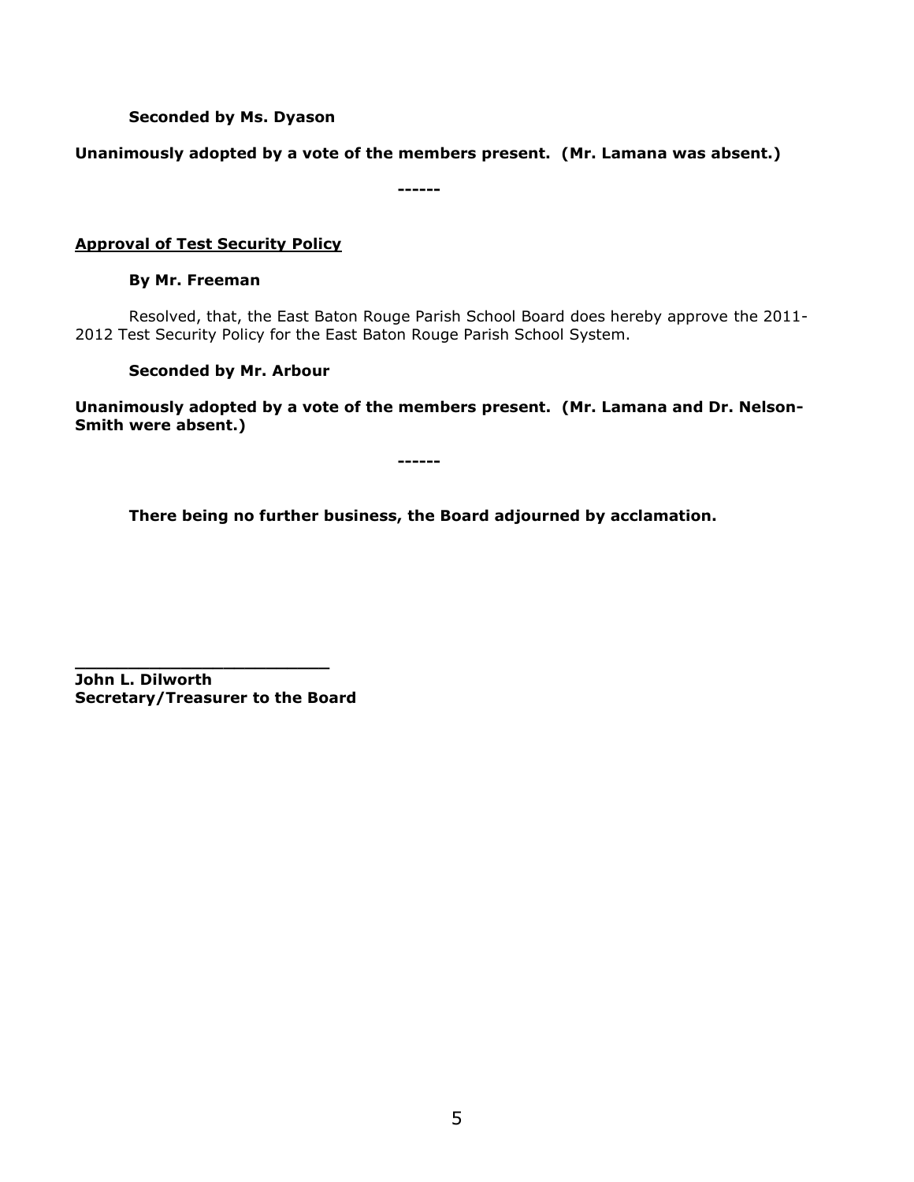**Seconded by Ms. Dyason**

**Unanimously adopted by a vote of the members present. (Mr. Lamana was absent.)**

**------**

**Approval of Test Security Policy**

**By Mr. Freeman**

Resolved, that, the East Baton Rouge Parish School Board does hereby approve the 2011-2012 Test Security Policy for the East Baton Rouge Parish School System.

**Seconded by Mr. Arbour**

**Unanimously adopted by a vote of the members present. (Mr. Lamana and Dr. Nelson-Smith were absent.)**

**------**

**There being no further business, the Board adjourned by acclamation.**

**_________________________**
**John L. Dilworth**
**Secretary/Treasurer to the Board**